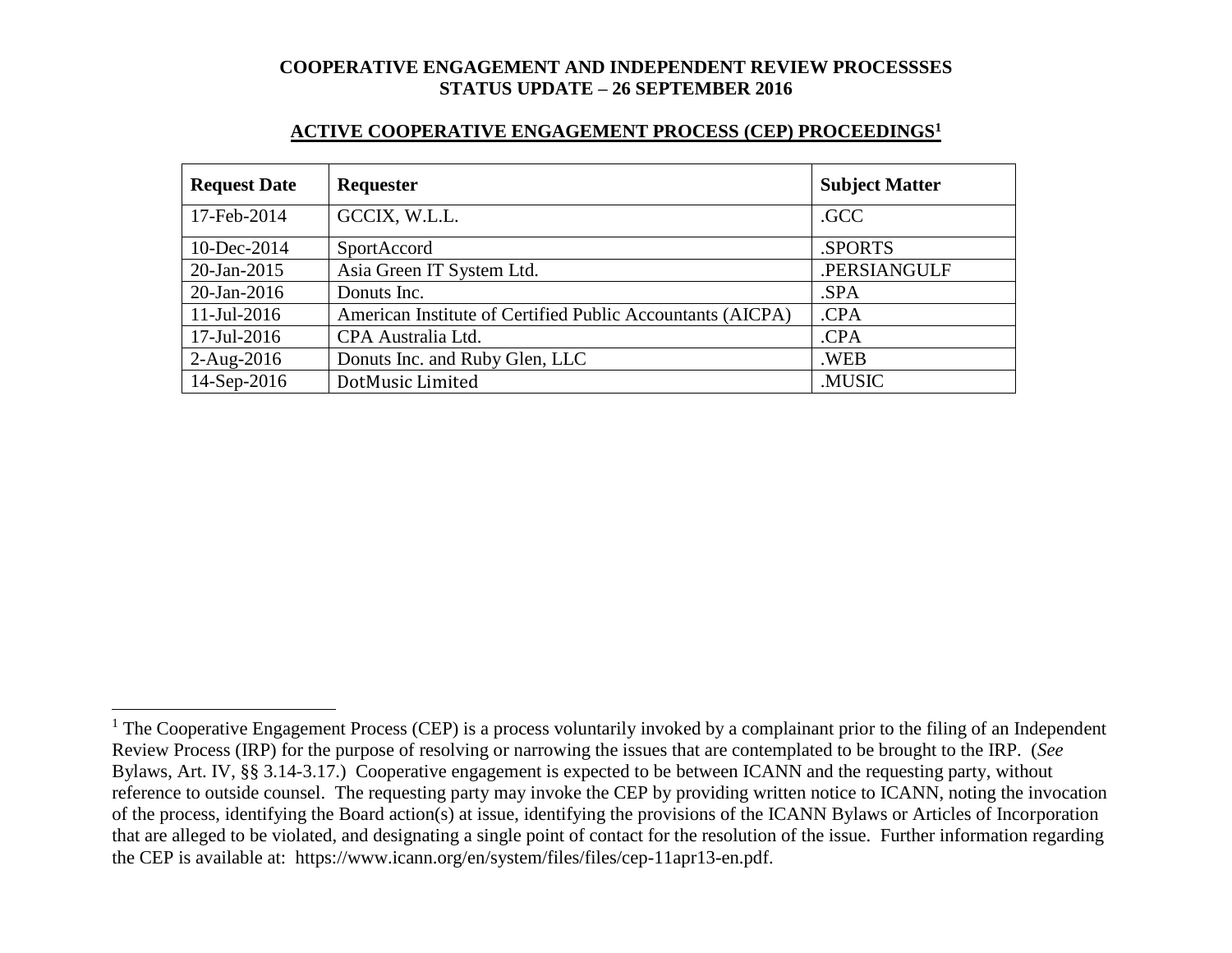**COOPERATIVE ENGAGEMENT AND INDEPENDENT REVIEW PROCESSSES**
**STATUS UPDATE – 26 SEPTEMBER 2016**

## ACTIVE COOPERATIVE ENGAGEMENT PROCESS (CEP) PROCEEDINGS[1]

| Request Date | Requester | Subject Matter |
|---|---|---|
| 17-Feb-2014 | GCCIX, W.L.L. | .GCC |
| 10-Dec-2014 | SportAccord | .SPORTS |
| 20-Jan-2015 | Asia Green IT System Ltd. | .PERSIANGULF |
| 20-Jan-2016 | Donuts Inc. | .SPA |
| 11-Jul-2016 | American Institute of Certified Public Accountants (AICPA) | .CPA |
| 17-Jul-2016 | CPA Australia Ltd. | .CPA |
| 2-Aug-2016 | Donuts Inc. and Ruby Glen, LLC | .WEB |
| 14-Sep-2016 | DotMusic Limited | .MUSIC |

[1] The Cooperative Engagement Process (CEP) is a process voluntarily invoked by a complainant prior to the filing of an Independent Review Process (IRP) for the purpose of resolving or narrowing the issues that are contemplated to be brought to the IRP. (*See* Bylaws, Art. IV, §§ 3.14-3.17.) Cooperative engagement is expected to be between ICANN and the requesting party, without reference to outside counsel. The requesting party may invoke the CEP by providing written notice to ICANN, noting the invocation of the process, identifying the Board action(s) at issue, identifying the provisions of the ICANN Bylaws or Articles of Incorporation that are alleged to be violated, and designating a single point of contact for the resolution of the issue. Further information regarding the CEP is available at: https://www.icann.org/en/system/files/files/cep-11apr13-en.pdf.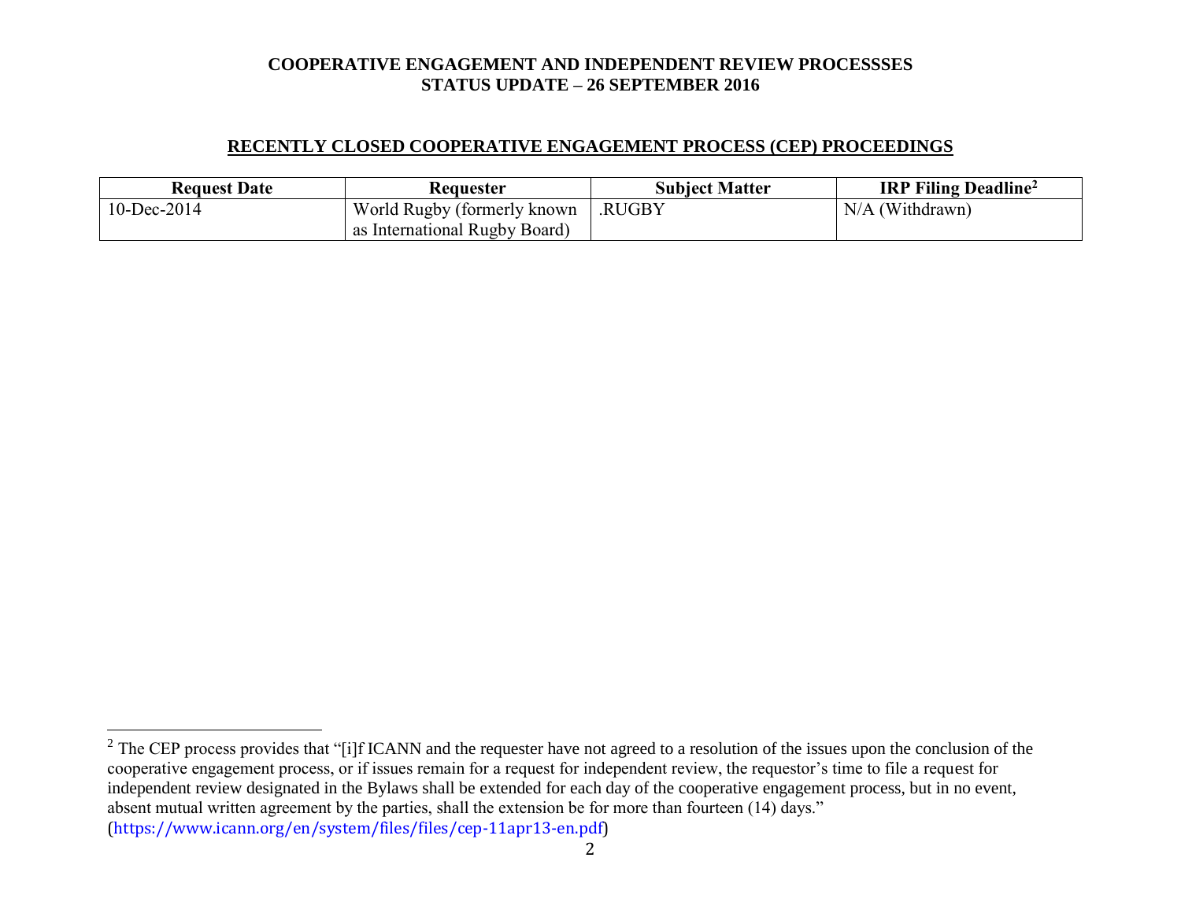# COOPERATIVE ENGAGEMENT AND INDEPENDENT REVIEW PROCESSSES
# STATUS UPDATE – 26 SEPTEMBER 2016

## RECENTLY CLOSED COOPERATIVE ENGAGEMENT PROCESS (CEP) PROCEEDINGS

| Request Date | Requester | Subject Matter | IRP Filing Deadline[2] |
|---|---|---|---|
| 10-Dec-2014 | World Rugby (formerly known as International Rugby Board) | .RUGBY | N/A (Withdrawn) |

[2] The CEP process provides that "[i]f ICANN and the requester have not agreed to a resolution of the issues upon the conclusion of the cooperative engagement process, or if issues remain for a request for independent review, the requestor's time to file a request for independent review designated in the Bylaws shall be extended for each day of the cooperative engagement process, but in no event, absent mutual written agreement by the parties, shall the extension be for more than fourteen (14) days." (https://www.icann.org/en/system/files/files/cep-11apr13-en.pdf)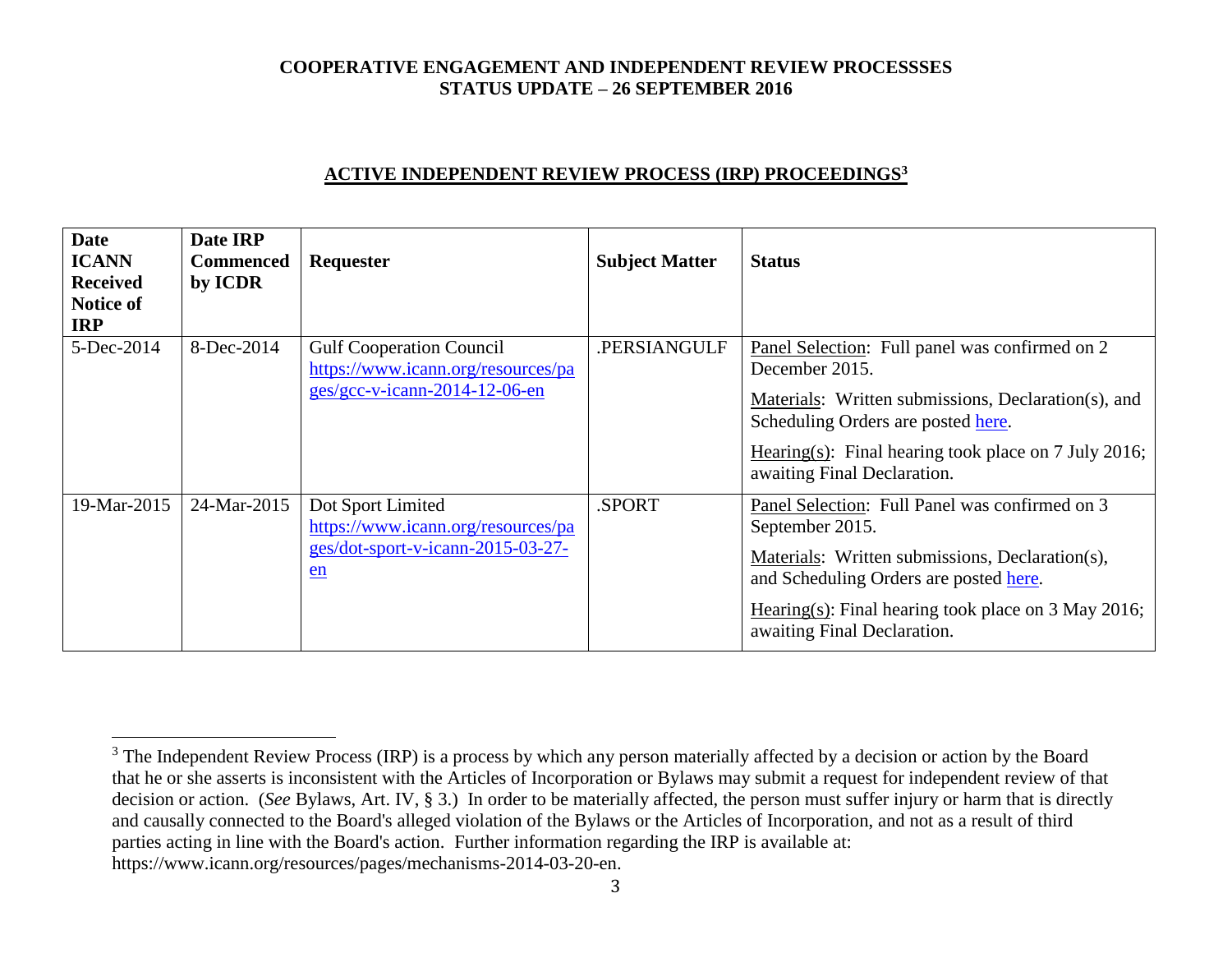**COOPERATIVE ENGAGEMENT AND INDEPENDENT REVIEW PROCESSSES**
**STATUS UPDATE – 26 SEPTEMBER 2016**

## ACTIVE INDEPENDENT REVIEW PROCESS (IRP) PROCEEDINGS[3]

| Date ICANN Received Notice of IRP | Date IRP Commenced by ICDR | Requester | Subject Matter | Status |
|---|---|---|---|---|
| 5-Dec-2014 | 8-Dec-2014 | Gulf Cooperation Council https://www.icann.org/resources/pages/gcc-v-icann-2014-12-06-en | .PERSIANGULF | Panel Selection: Full panel was confirmed on 2 December 2015. Materials: Written submissions, Declaration(s), and Scheduling Orders are posted here. Hearing(s): Final hearing took place on 7 July 2016; awaiting Final Declaration. |
| 19-Mar-2015 | 24-Mar-2015 | Dot Sport Limited https://www.icann.org/resources/pages/dot-sport-v-icann-2015-03-27-en | .SPORT | Panel Selection: Full Panel was confirmed on 3 September 2015. Materials: Written submissions, Declaration(s), and Scheduling Orders are posted here. Hearing(s): Final hearing took place on 3 May 2016; awaiting Final Declaration. |

[3] The Independent Review Process (IRP) is a process by which any person materially affected by a decision or action by the Board that he or she asserts is inconsistent with the Articles of Incorporation or Bylaws may submit a request for independent review of that decision or action. (*See* Bylaws, Art. IV, § 3.) In order to be materially affected, the person must suffer injury or harm that is directly and causally connected to the Board's alleged violation of the Bylaws or the Articles of Incorporation, and not as a result of third parties acting in line with the Board's action. Further information regarding the IRP is available at: https://www.icann.org/resources/pages/mechanisms-2014-03-20-en.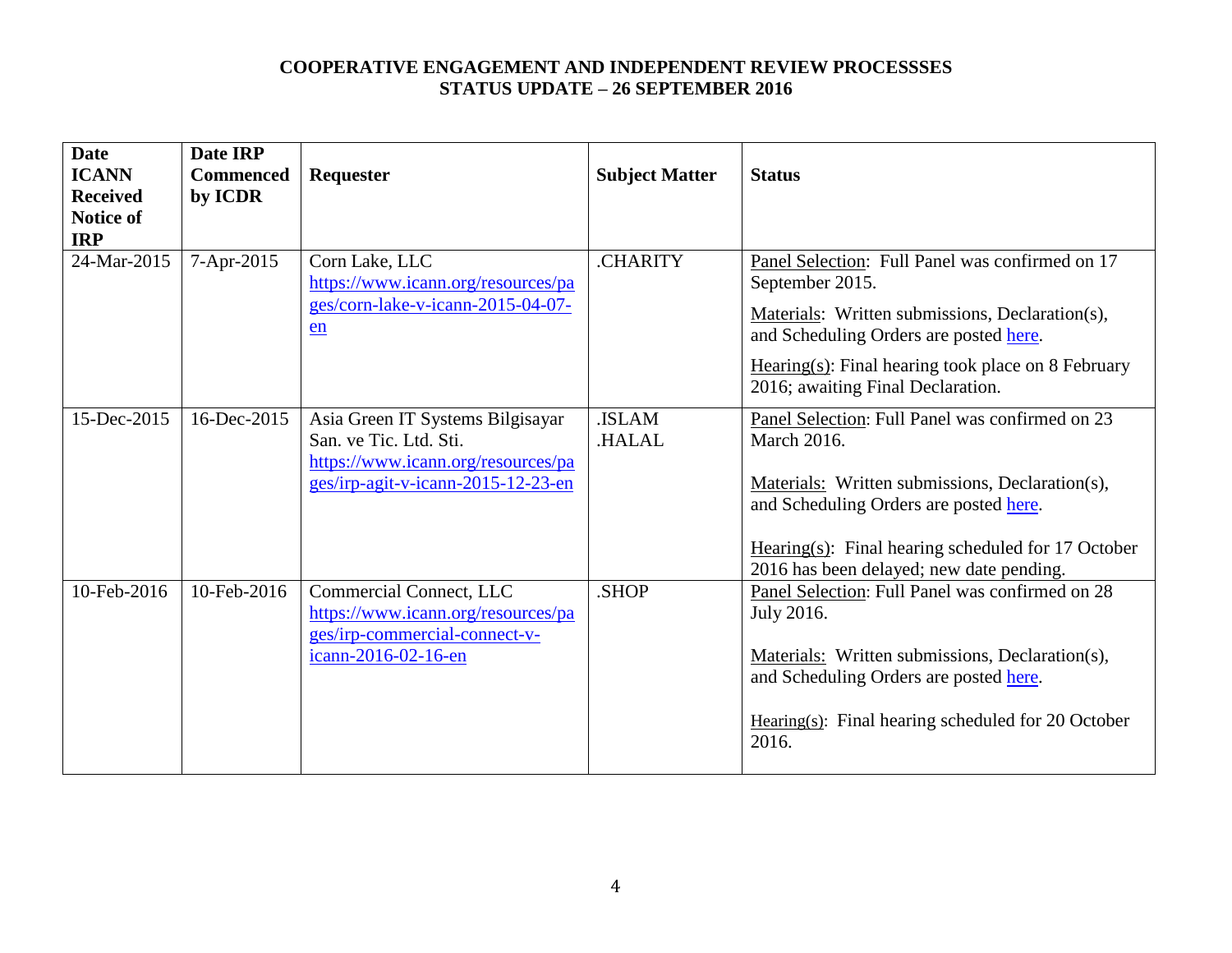**COOPERATIVE ENGAGEMENT AND INDEPENDENT REVIEW PROCESSSES**
**STATUS UPDATE – 26 SEPTEMBER 2016**

| Date ICANN Received Notice of IRP | Date IRP Commenced by ICDR | Requester | Subject Matter | Status |
|---|---|---|---|---|
| 24-Mar-2015 | 7-Apr-2015 | Corn Lake, LLC https://www.icann.org/resources/pages/corn-lake-v-icann-2015-04-07-en | .CHARITY | Panel Selection: Full Panel was confirmed on 17 September 2015.<br>Materials: Written submissions, Declaration(s), and Scheduling Orders are posted here.<br>Hearing(s): Final hearing took place on 8 February 2016; awaiting Final Declaration. |
| 15-Dec-2015 | 16-Dec-2015 | Asia Green IT Systems Bilgisayar San. ve Tic. Ltd. Sti. https://www.icann.org/resources/pages/irp-agit-v-icann-2015-12-23-en | .ISLAM .HALAL | Panel Selection: Full Panel was confirmed on 23 March 2016.<br>Materials: Written submissions, Declaration(s), and Scheduling Orders are posted here.<br>Hearing(s): Final hearing scheduled for 17 October 2016 has been delayed; new date pending. |
| 10-Feb-2016 | 10-Feb-2016 | Commercial Connect, LLC https://www.icann.org/resources/pages/irp-commercial-connect-v-icann-2016-02-16-en | .SHOP | Panel Selection: Full Panel was confirmed on 28 July 2016.<br>Materials: Written submissions, Declaration(s), and Scheduling Orders are posted here.<br>Hearing(s): Final hearing scheduled for 20 October 2016. |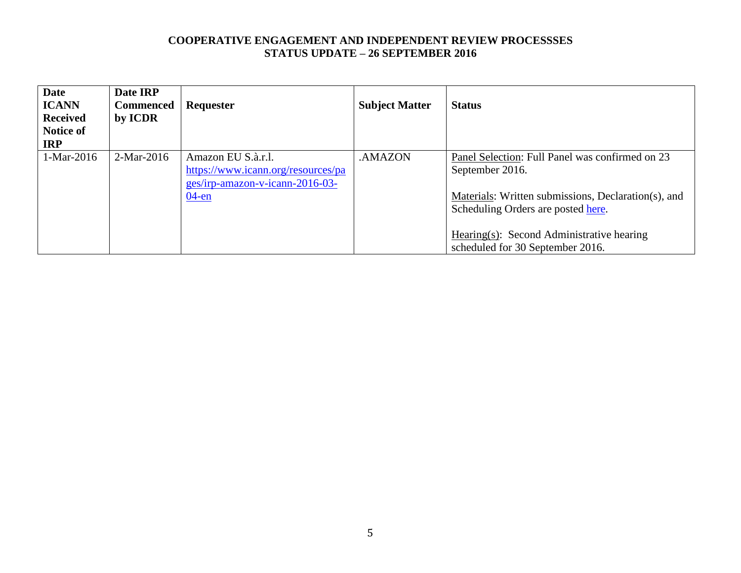**COOPERATIVE ENGAGEMENT AND INDEPENDENT REVIEW PROCESSSES**
**STATUS UPDATE – 26 SEPTEMBER 2016**

| Date ICANN Received Notice of IRP | Date IRP Commenced by ICDR | Requester | Subject Matter | Status |
|---|---|---|---|---|
| 1-Mar-2016 | 2-Mar-2016 | Amazon EU S.à.r.l. https://www.icann.org/resources/pages/irp-amazon-v-icann-2016-03-04-en | .AMAZON | Panel Selection: Full Panel was confirmed on 23 September 2016.<br><br>Materials: Written submissions, Declaration(s), and Scheduling Orders are posted here.<br><br>Hearing(s): Second Administrative hearing scheduled for 30 September 2016. |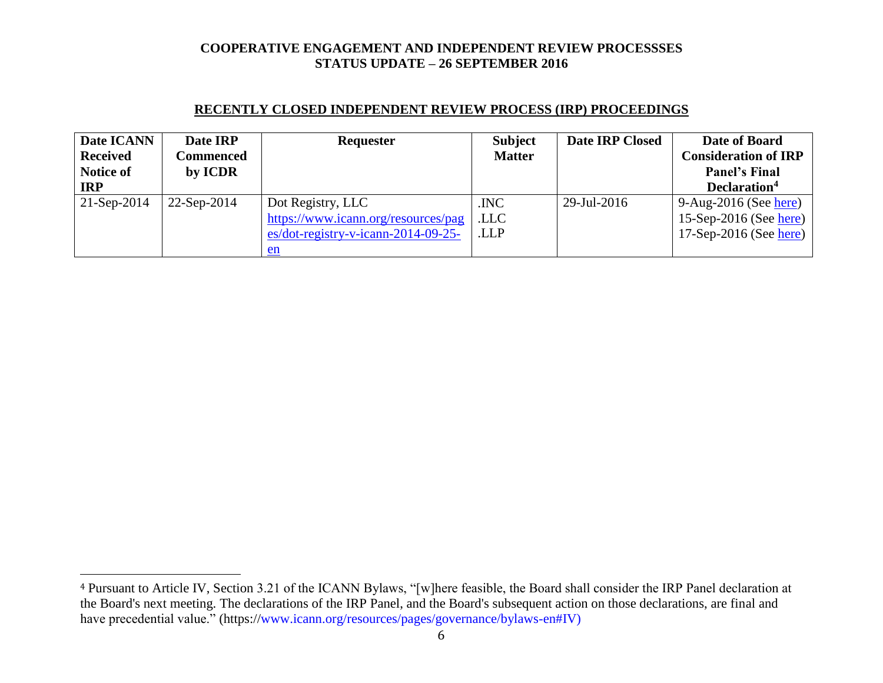# COOPERATIVE ENGAGEMENT AND INDEPENDENT REVIEW PROCESSSES
# STATUS UPDATE – 26 SEPTEMBER 2016

## RECENTLY CLOSED INDEPENDENT REVIEW PROCESS (IRP) PROCEEDINGS

| Date ICANN Received Notice of IRP | Date IRP Commenced by ICDR | Requester | Subject Matter | Date IRP Closed | Date of Board Consideration of IRP Panel's Final Declaration[4] |
|---|---|---|---|---|---|
| 21-Sep-2014 | 22-Sep-2014 | Dot Registry, LLC https://www.icann.org/resources/pages/dot-registry-v-icann-2014-09-25-en | .INC .LLC .LLP | 29-Jul-2016 | 9-Aug-2016 (See here) 15-Sep-2016 (See here) 17-Sep-2016 (See here) |

---

[4] Pursuant to Article IV, Section 3.21 of the ICANN Bylaws, "[w]here feasible, the Board shall consider the IRP Panel declaration at the Board's next meeting. The declarations of the IRP Panel, and the Board's subsequent action on those declarations, are final and have precedential value." (https://www.icann.org/resources/pages/governance/bylaws-en#IV)